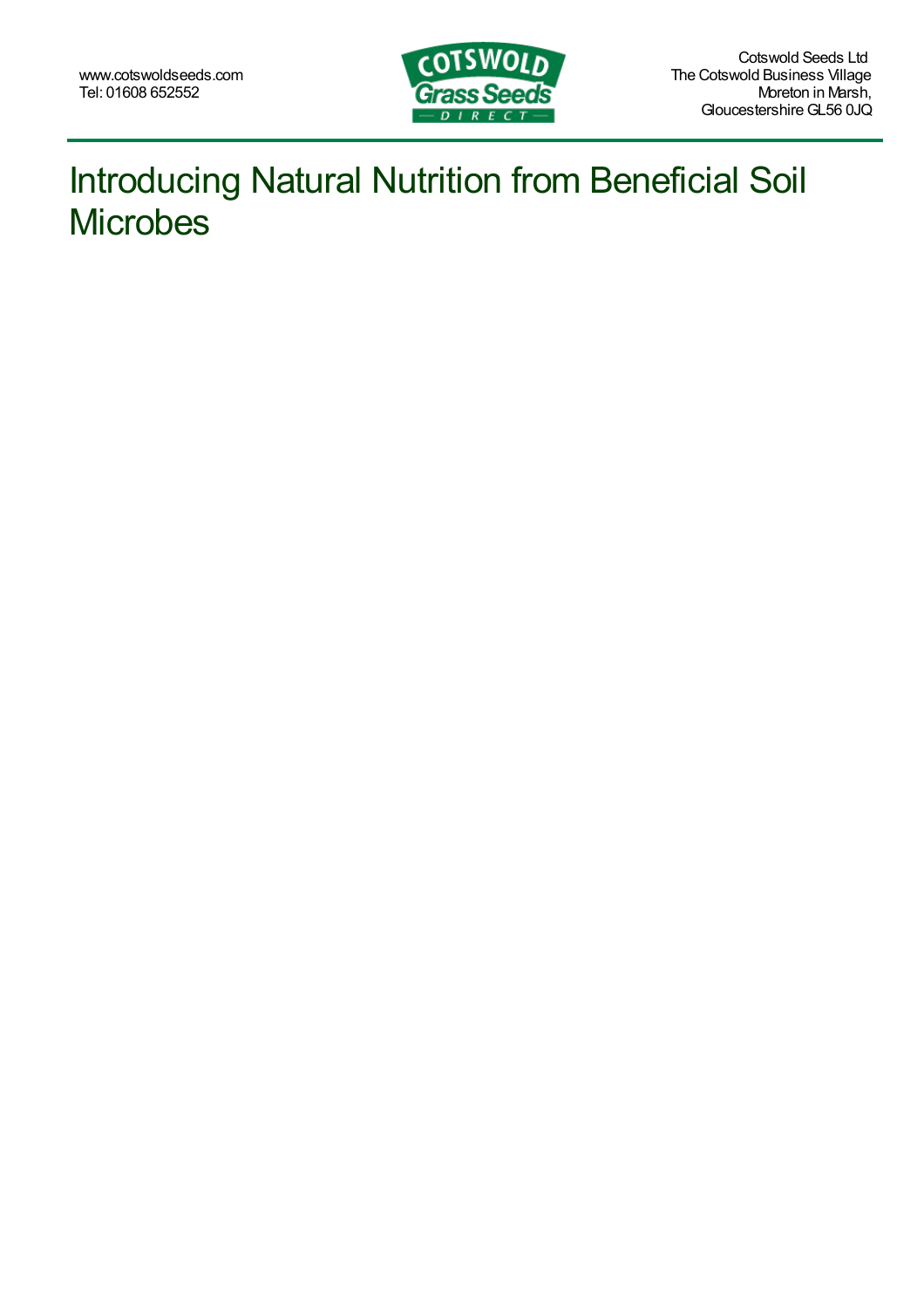www.cotswoldseeds.com
Tel: 01608 652552

Cotswold Seeds Ltd
The Cotswold Business Village
Moreton in Marsh,
Gloucestershire GL56 0JQ

# Introducing Natural Nutrition from Beneficial Soil Microbes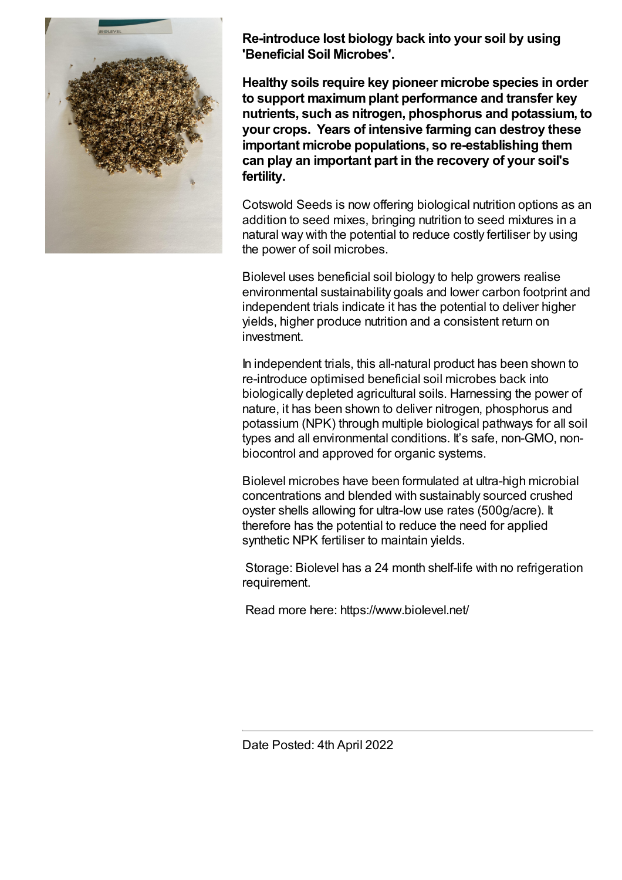**Re-introduce lost biology back into your soil by using 'Beneficial Soil Microbes'.**

**Healthy soils require key pioneer microbe species in order to support maximum plant performance and transfer key nutrients, such as nitrogen, phosphorus and potassium, to your crops. Years of intensive farming can destroy these important microbe populations, so re-establishing them can play an important part in the recovery of your soil's fertility.**

Cotswold Seeds is now offering biological nutrition options as an addition to seed mixes, bringing nutrition to seed mixtures in a natural way with the potential to reduce costly fertiliser by using the power of soil microbes.

Biolevel uses beneficial soil biology to help growers realise environmental sustainability goals and lower carbon footprint and independent trials indicate it has the potential to deliver higher yields, higher produce nutrition and a consistent return on investment.

In independent trials, this all-natural product has been shown to re-introduce optimised beneficial soil microbes back into biologically depleted agricultural soils. Harnessing the power of nature, it has been shown to deliver nitrogen, phosphorus and potassium (NPK) through multiple biological pathways for all soil types and all environmental conditions. It's safe, non-GMO, non-biocontrol and approved for organic systems.

Biolevel microbes have been formulated at ultra-high microbial concentrations and blended with sustainably sourced crushed oyster shells allowing for ultra-low use rates (500g/acre). It therefore has the potential to reduce the need for applied synthetic NPK fertiliser to maintain yields.

Storage: Biolevel has a 24 month shelf-life with no refrigeration requirement.

Read more here: https://www.biolevel.net/

---

Date Posted: 4th April 2022